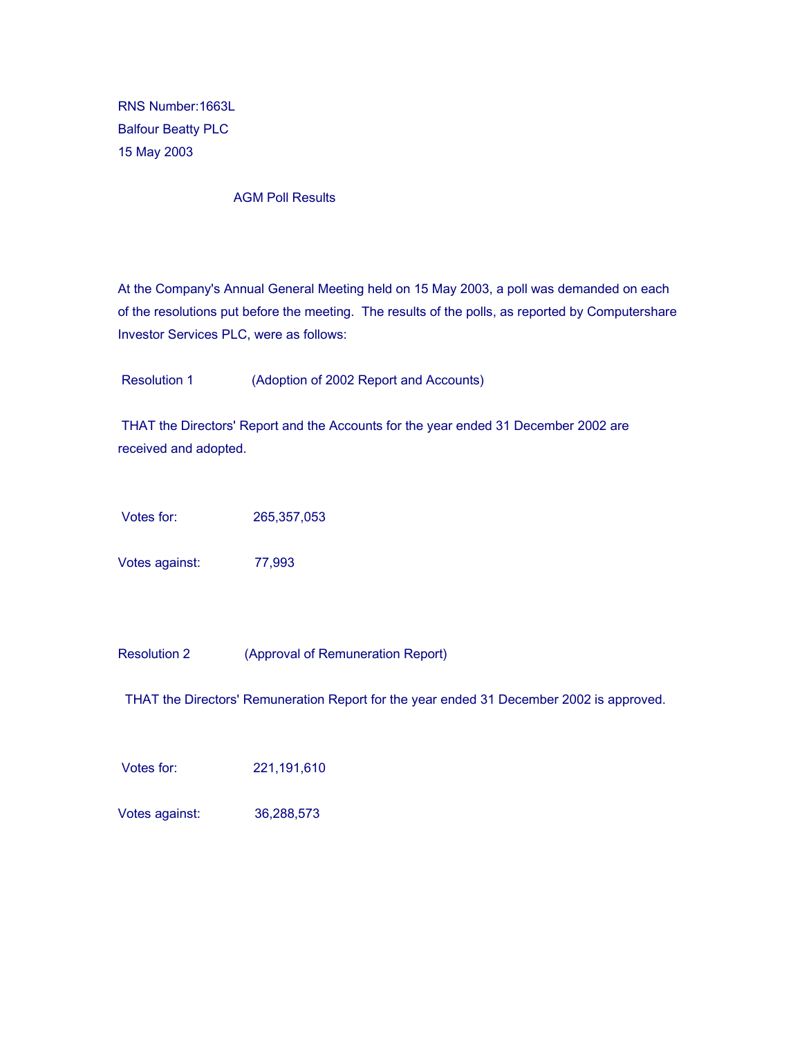RNS Number:1663L
Balfour Beatty PLC
15 May 2003

## AGM Poll Results

At the Company's Annual General Meeting held on 15 May 2003, a poll was demanded on each of the resolutions put before the meeting. The results of the polls, as reported by Computershare Investor Services PLC, were as follows:

**Resolution 1** (Adoption of 2002 Report and Accounts)

THAT the Directors' Report and the Accounts for the year ended 31 December 2002 are received and adopted.

Votes for: 265,357,053

Votes against: 77,993

**Resolution 2** (Approval of Remuneration Report)

THAT the Directors' Remuneration Report for the year ended 31 December 2002 is approved.

Votes for: 221,191,610

Votes against: 36,288,573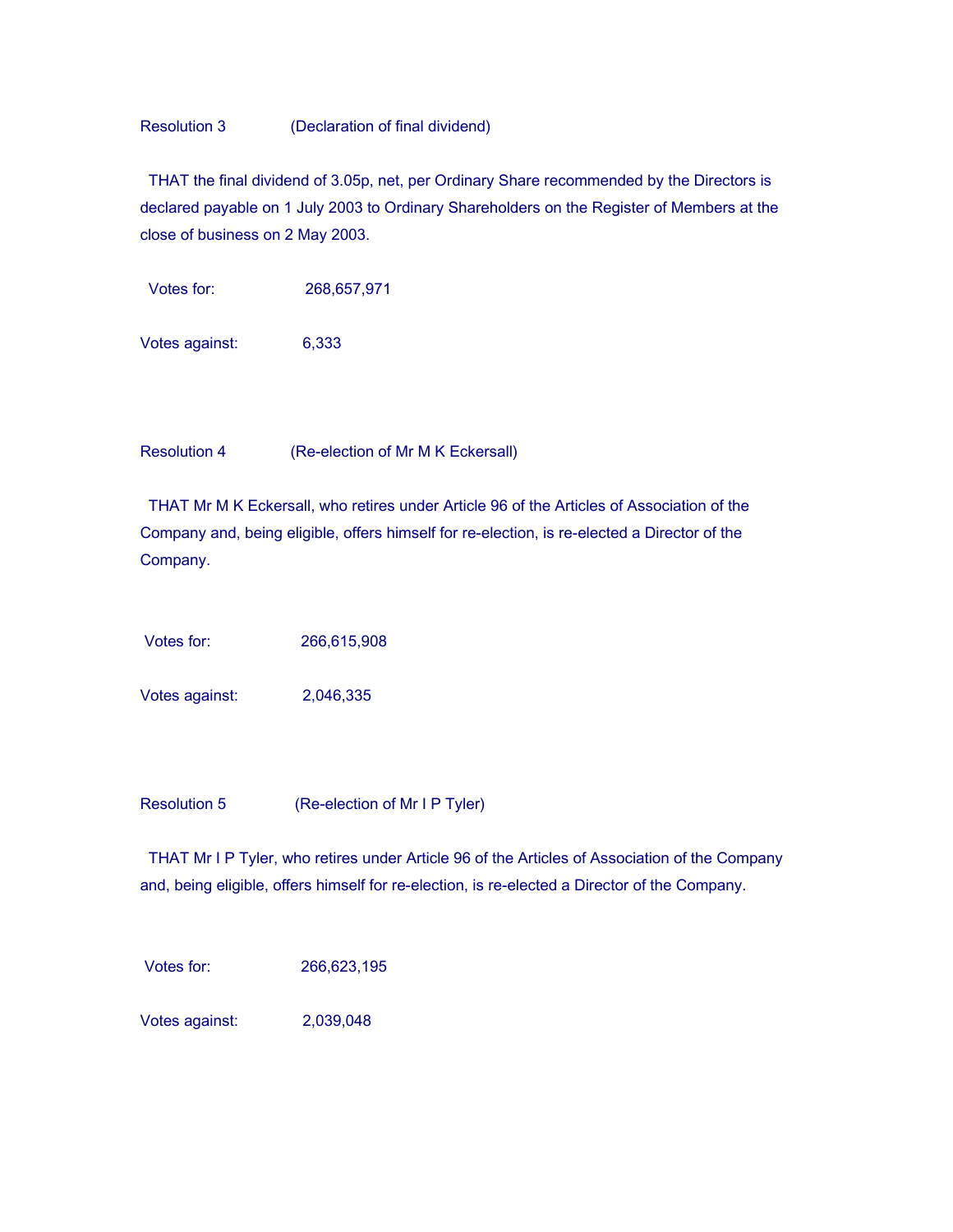Resolution 3 (Declaration of final dividend)

THAT the final dividend of 3.05p, net, per Ordinary Share recommended by the Directors is declared payable on 1 July 2003 to Ordinary Shareholders on the Register of Members at the close of business on 2 May 2003.

Votes for: 268,657,971

Votes against: 6,333

Resolution 4 (Re-election of Mr M K Eckersall)

THAT Mr M K Eckersall, who retires under Article 96 of the Articles of Association of the Company and, being eligible, offers himself for re-election, is re-elected a Director of the Company.

Votes for: 266,615,908

Votes against: 2,046,335

Resolution 5 (Re-election of Mr I P Tyler)

THAT Mr I P Tyler, who retires under Article 96 of the Articles of Association of the Company and, being eligible, offers himself for re-election, is re-elected a Director of the Company.

Votes for: 266,623,195

Votes against: 2,039,048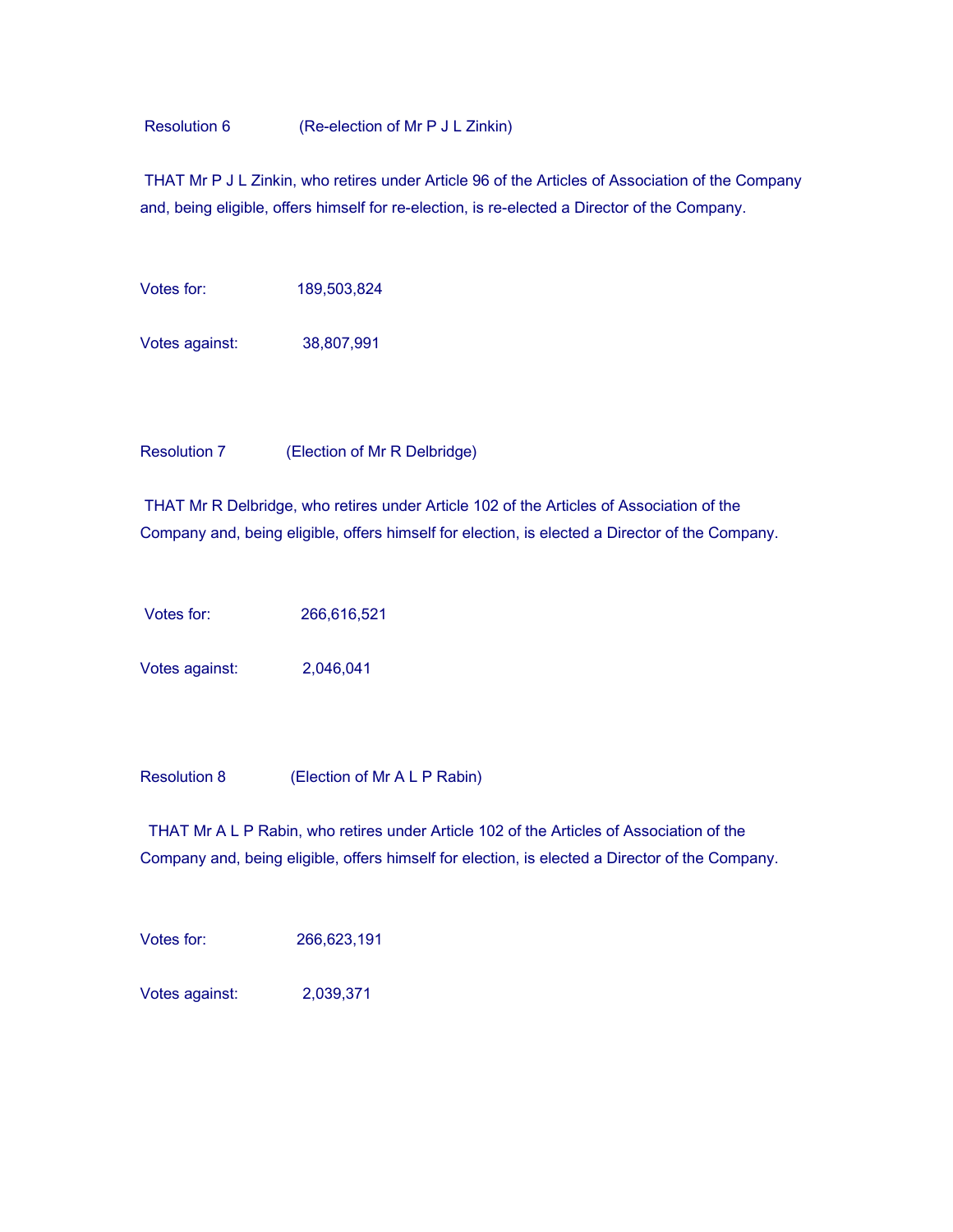Resolution 6 (Re-election of Mr P J L Zinkin)

THAT Mr P J L Zinkin, who retires under Article 96 of the Articles of Association of the Company and, being eligible, offers himself for re-election, is re-elected a Director of the Company.

Votes for: 189,503,824

Votes against: 38,807,991

Resolution 7 (Election of Mr R Delbridge)

THAT Mr R Delbridge, who retires under Article 102 of the Articles of Association of the Company and, being eligible, offers himself for election, is elected a Director of the Company.

Votes for: 266,616,521

Votes against: 2,046,041

Resolution 8 (Election of Mr A L P Rabin)

THAT Mr A L P Rabin, who retires under Article 102 of the Articles of Association of the Company and, being eligible, offers himself for election, is elected a Director of the Company.

Votes for: 266,623,191

Votes against: 2,039,371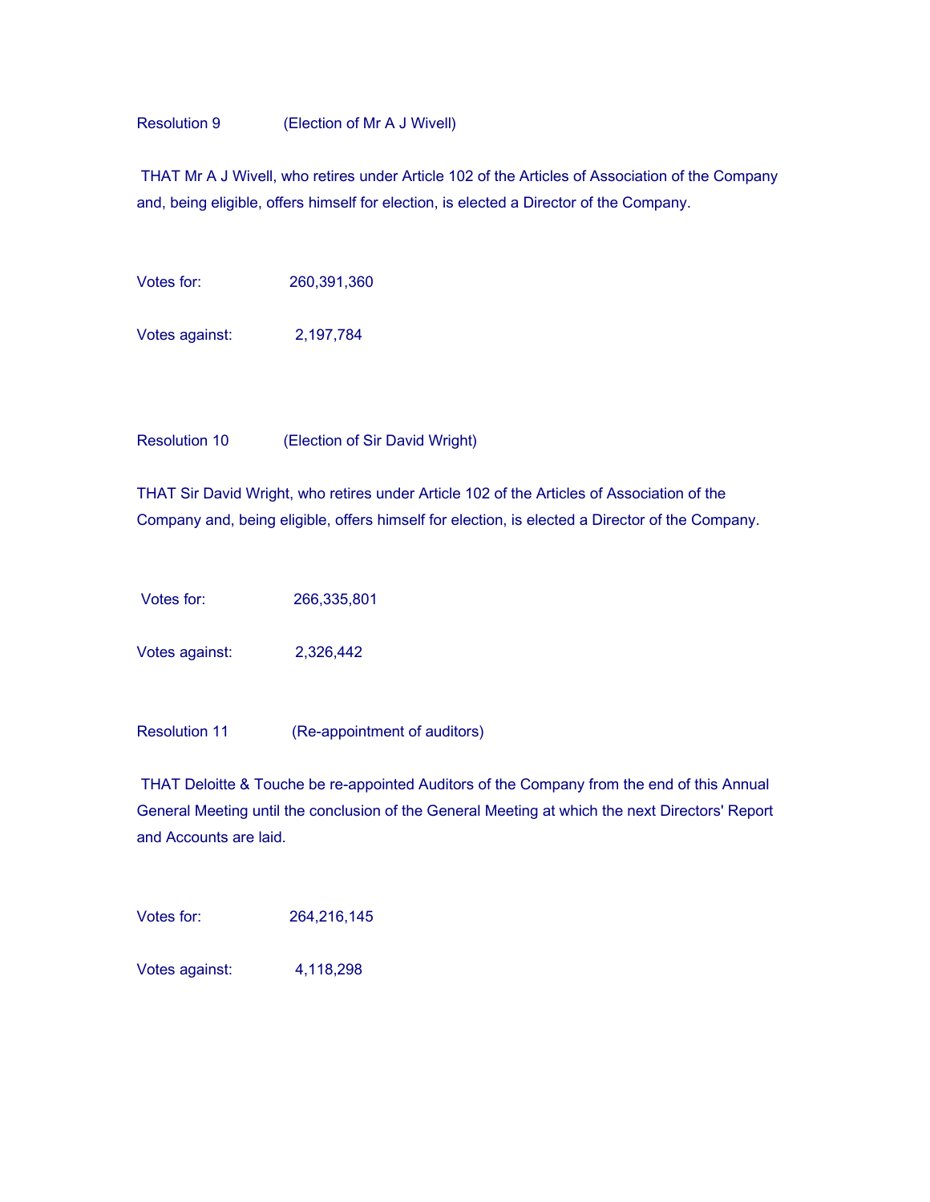Resolution 9 (Election of Mr A J Wivell)

THAT Mr A J Wivell, who retires under Article 102 of the Articles of Association of the Company and, being eligible, offers himself for election, is elected a Director of the Company.

Votes for: 260,391,360

Votes against: 2,197,784

Resolution 10 (Election of Sir David Wright)

THAT Sir David Wright, who retires under Article 102 of the Articles of Association of the Company and, being eligible, offers himself for election, is elected a Director of the Company.

Votes for: 266,335,801

Votes against: 2,326,442

Resolution 11 (Re-appointment of auditors)

THAT Deloitte & Touche be re-appointed Auditors of the Company from the end of this Annual General Meeting until the conclusion of the General Meeting at which the next Directors' Report and Accounts are laid.

Votes for: 264,216,145

Votes against: 4,118,298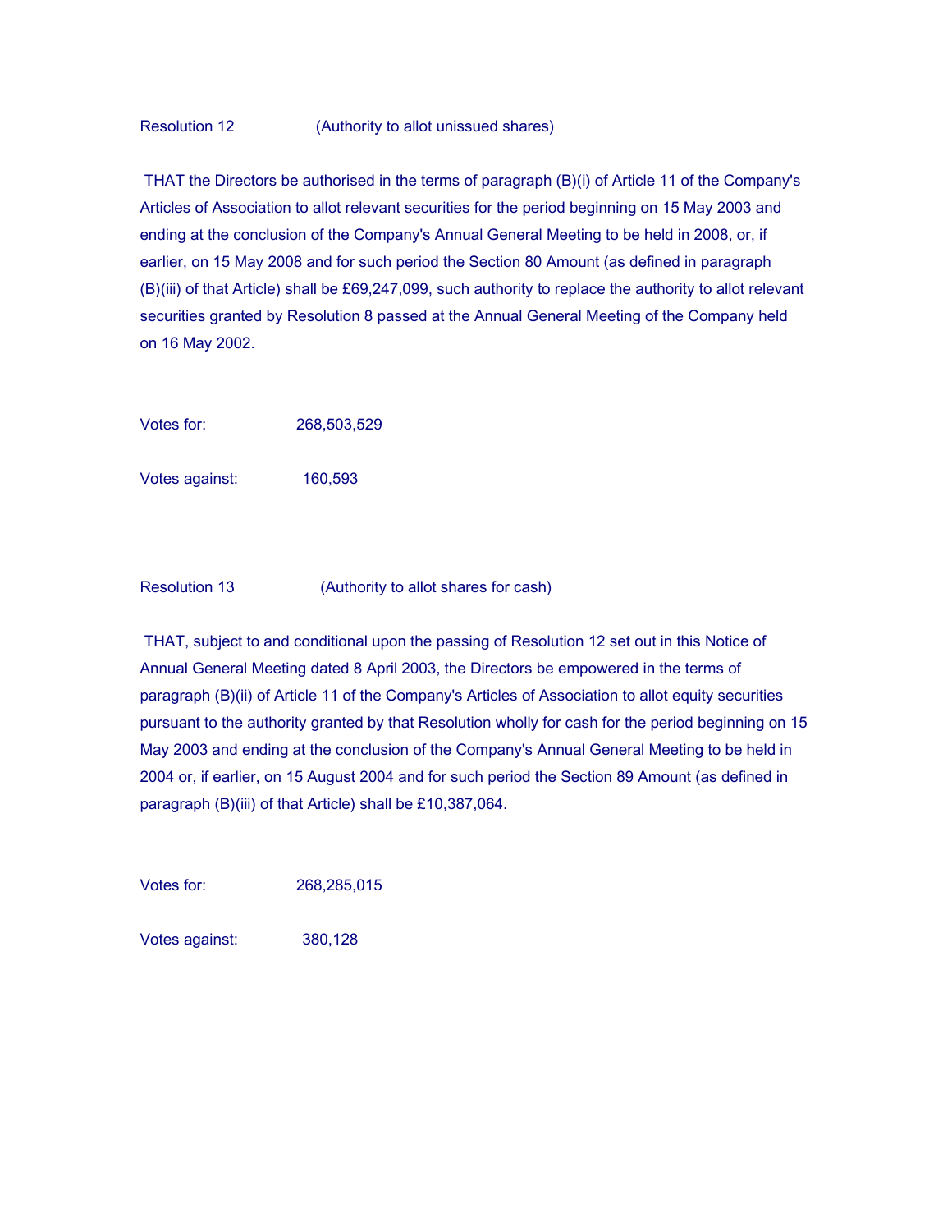Resolution 12 (Authority to allot unissued shares)

THAT the Directors be authorised in the terms of paragraph (B)(i) of Article 11 of the Company's Articles of Association to allot relevant securities for the period beginning on 15 May 2003 and ending at the conclusion of the Company's Annual General Meeting to be held in 2008, or, if earlier, on 15 May 2008 and for such period the Section 80 Amount (as defined in paragraph (B)(iii) of that Article) shall be £69,247,099, such authority to replace the authority to allot relevant securities granted by Resolution 8 passed at the Annual General Meeting of the Company held on 16 May 2002.

Votes for: 268,503,529

Votes against: 160,593

Resolution 13 (Authority to allot shares for cash)

THAT, subject to and conditional upon the passing of Resolution 12 set out in this Notice of Annual General Meeting dated 8 April 2003, the Directors be empowered in the terms of paragraph (B)(ii) of Article 11 of the Company's Articles of Association to allot equity securities pursuant to the authority granted by that Resolution wholly for cash for the period beginning on 15 May 2003 and ending at the conclusion of the Company's Annual General Meeting to be held in 2004 or, if earlier, on 15 August 2004 and for such period the Section 89 Amount (as defined in paragraph (B)(iii) of that Article) shall be £10,387,064.

Votes for: 268,285,015

Votes against: 380,128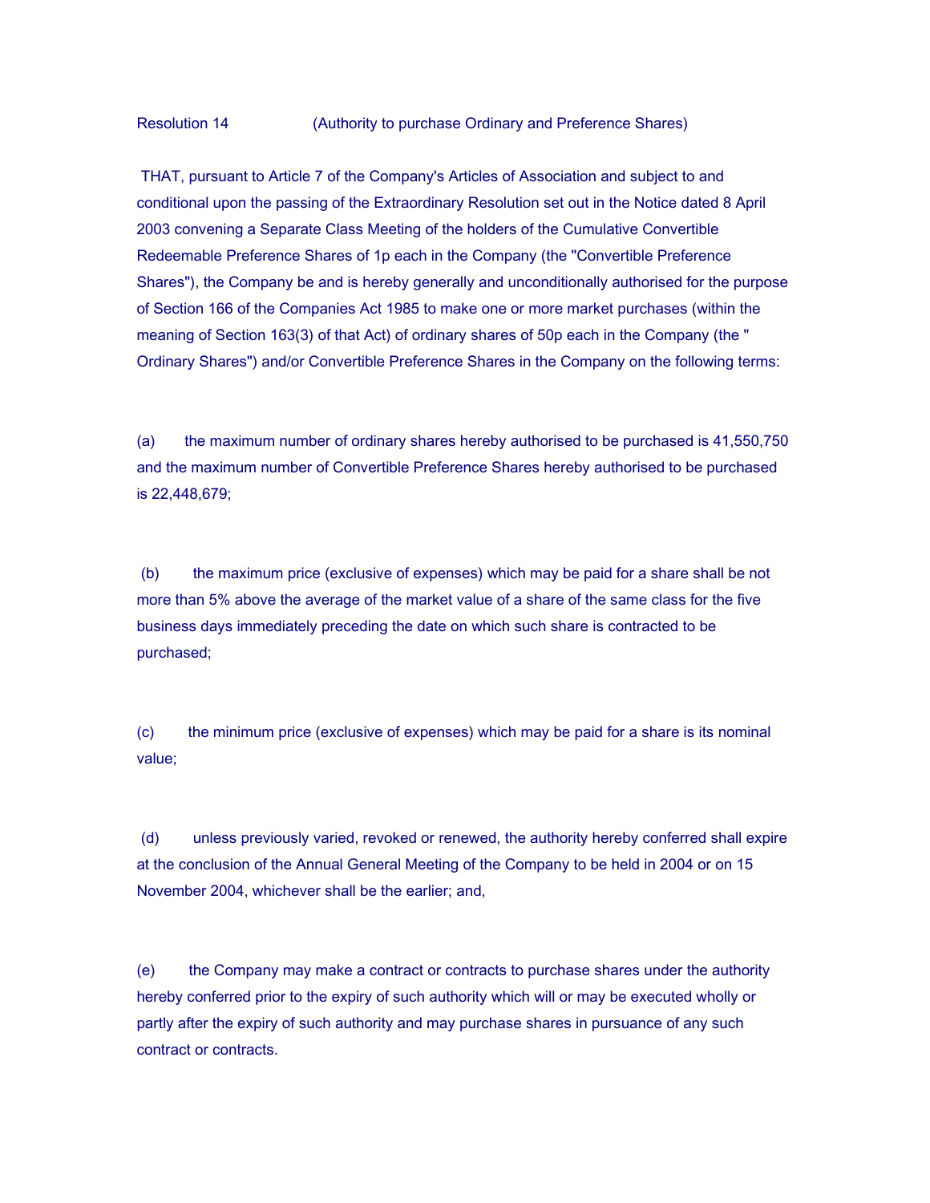Resolution 14 (Authority to purchase Ordinary and Preference Shares)

THAT, pursuant to Article 7 of the Company's Articles of Association and subject to and conditional upon the passing of the Extraordinary Resolution set out in the Notice dated 8 April 2003 convening a Separate Class Meeting of the holders of the Cumulative Convertible Redeemable Preference Shares of 1p each in the Company (the "Convertible Preference Shares"), the Company be and is hereby generally and unconditionally authorised for the purpose of Section 166 of the Companies Act 1985 to make one or more market purchases (within the meaning of Section 163(3) of that Act) of ordinary shares of 50p each in the Company (the " Ordinary Shares") and/or Convertible Preference Shares in the Company on the following terms:

(a) the maximum number of ordinary shares hereby authorised to be purchased is 41,550,750 and the maximum number of Convertible Preference Shares hereby authorised to be purchased is 22,448,679;

(b) the maximum price (exclusive of expenses) which may be paid for a share shall be not more than 5% above the average of the market value of a share of the same class for the five business days immediately preceding the date on which such share is contracted to be purchased;

(c) the minimum price (exclusive of expenses) which may be paid for a share is its nominal value;

(d) unless previously varied, revoked or renewed, the authority hereby conferred shall expire at the conclusion of the Annual General Meeting of the Company to be held in 2004 or on 15 November 2004, whichever shall be the earlier; and,

(e) the Company may make a contract or contracts to purchase shares under the authority hereby conferred prior to the expiry of such authority which will or may be executed wholly or partly after the expiry of such authority and may purchase shares in pursuance of any such contract or contracts.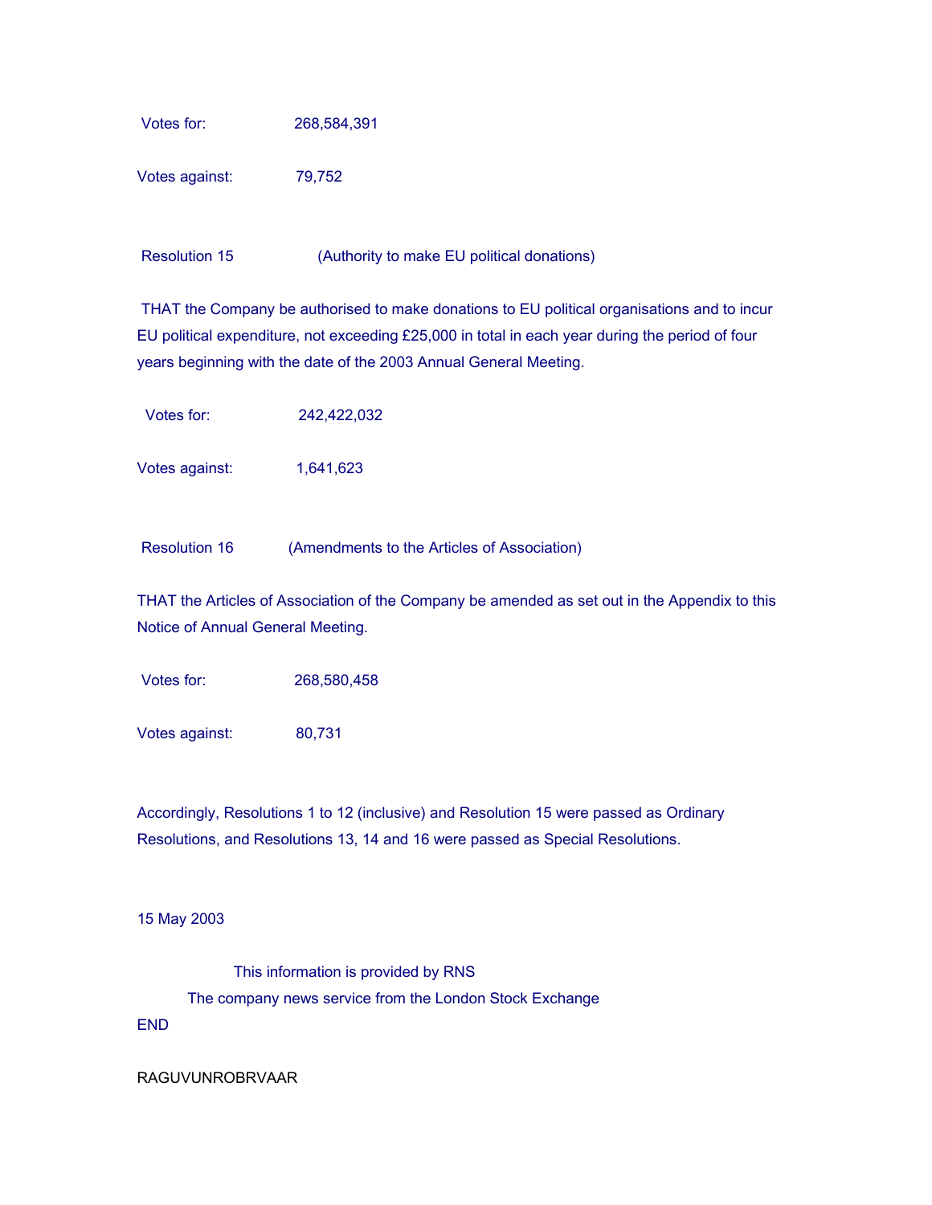Votes for: 268,584,391

Votes against: 79,752

Resolution 15 (Authority to make EU political donations)

THAT the Company be authorised to make donations to EU political organisations and to incur EU political expenditure, not exceeding £25,000 in total in each year during the period of four years beginning with the date of the 2003 Annual General Meeting.

Votes for: 242,422,032

Votes against: 1,641,623

Resolution 16 (Amendments to the Articles of Association)

THAT the Articles of Association of the Company be amended as set out in the Appendix to this Notice of Annual General Meeting.

Votes for: 268,580,458

Votes against: 80,731

Accordingly, Resolutions 1 to 12 (inclusive) and Resolution 15 were passed as Ordinary Resolutions, and Resolutions 13, 14 and 16 were passed as Special Resolutions.

15 May 2003

This information is provided by RNS
The company news service from the London Stock Exchange

END

RAGUVUNROBRVAAR